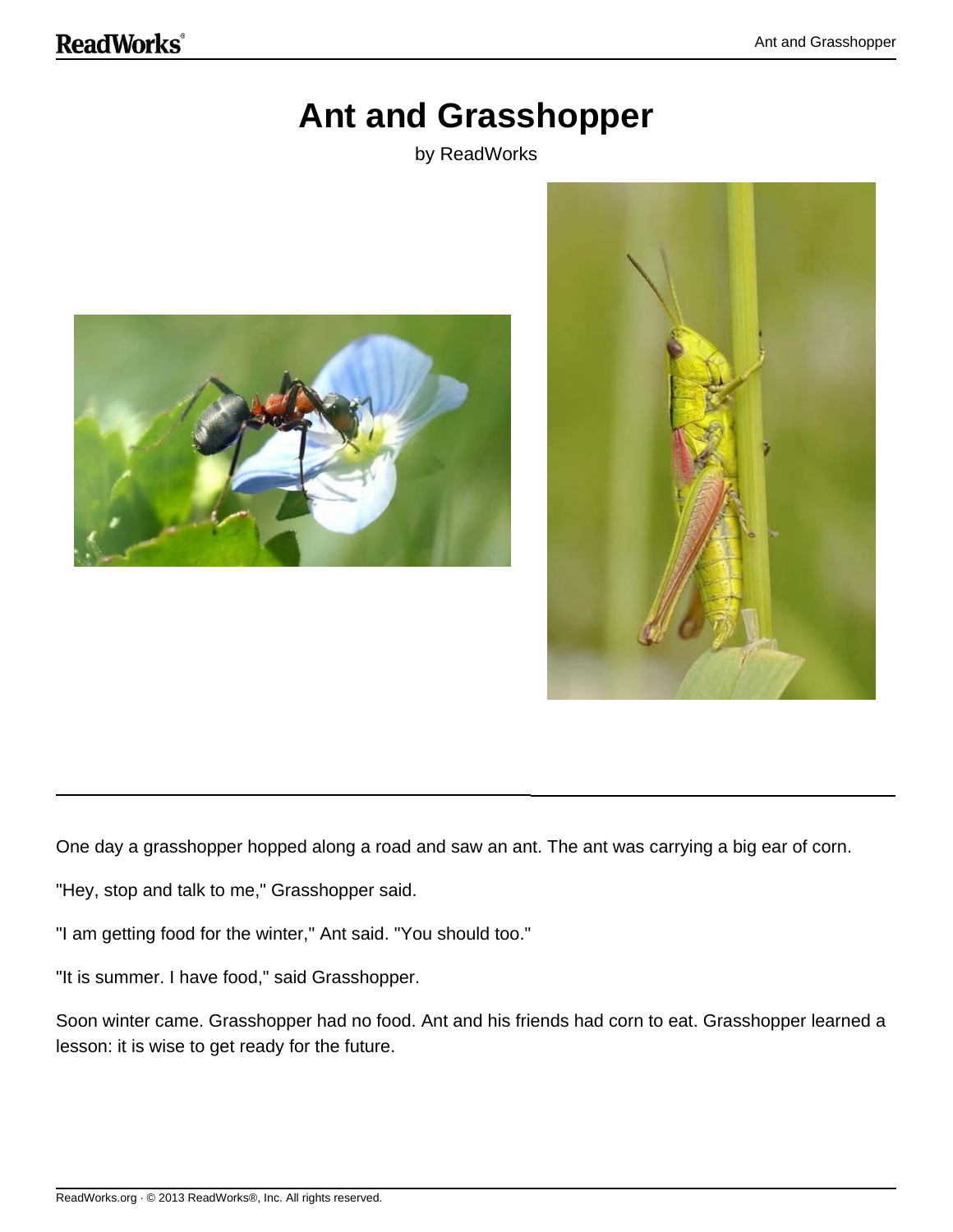# Ant and Grasshopper

by ReadWorks

One day a grasshopper hopped along a road and saw an ant. The ant was carrying a big ear of corn.

"Hey, stop and talk to me," Grasshopper said.

"I am getting food for the winter," Ant said. "You should too."

"It is summer. I have food," said Grasshopper.

Soon winter came. Grasshopper had no food. Ant and his friends had corn to eat. Grasshopper learned a lesson: it is wise to get ready for the future.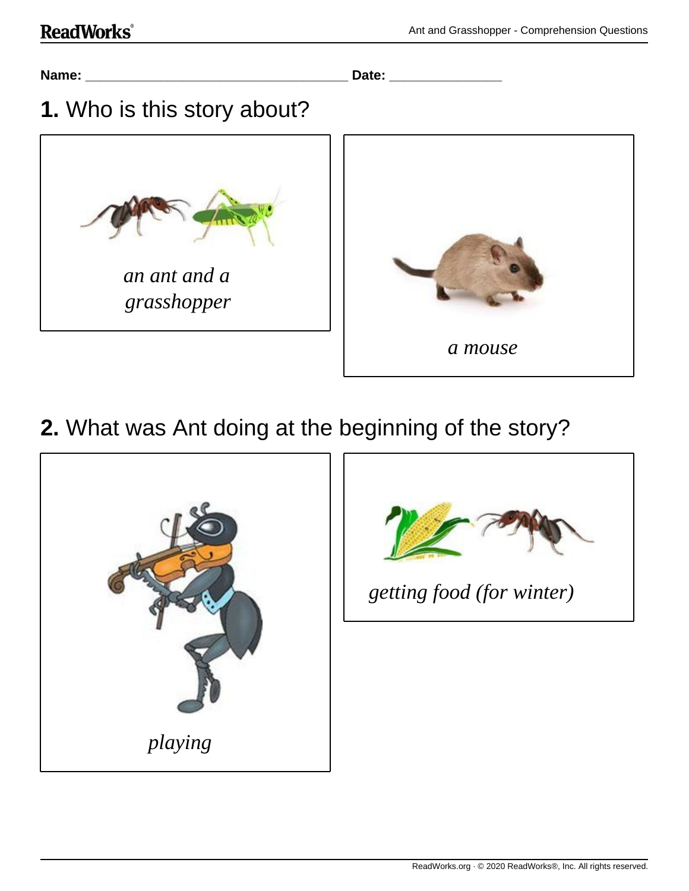Name: ___________________________________ Date: _______________

## 1. Who is this story about?

*an ant and a grasshopper*

*a mouse*

## 2. What was Ant doing at the beginning of the story?

*playing*

*getting food (for winter)*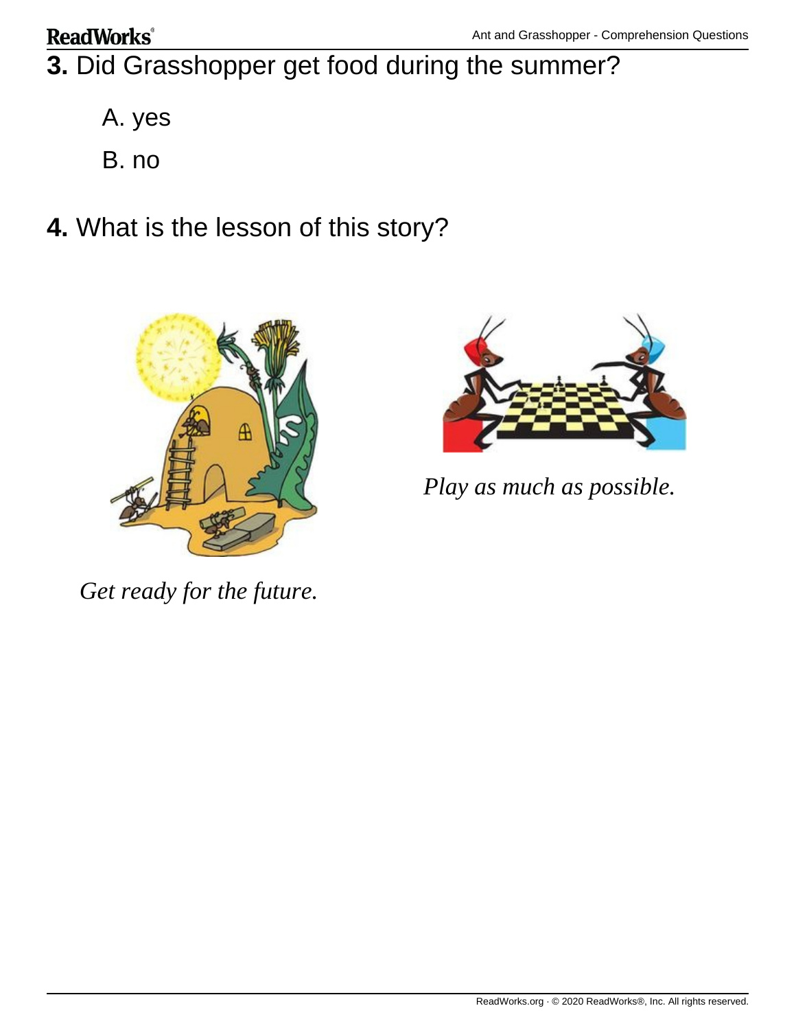**3.** Did Grasshopper get food during the summer?

A. yes

B. no

**4.** What is the lesson of this story?

*Get ready for the future.*

*Play as much as possible.*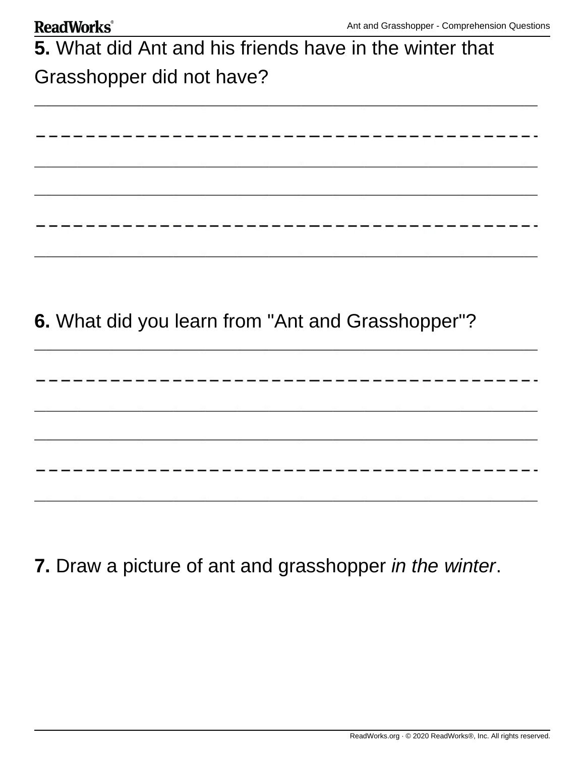**5.** What did Ant and his friends have in the winter that Grasshopper did not have?

**6.** What did you learn from "Ant and Grasshopper"?

**7.** Draw a picture of ant and grasshopper *in the winter*.